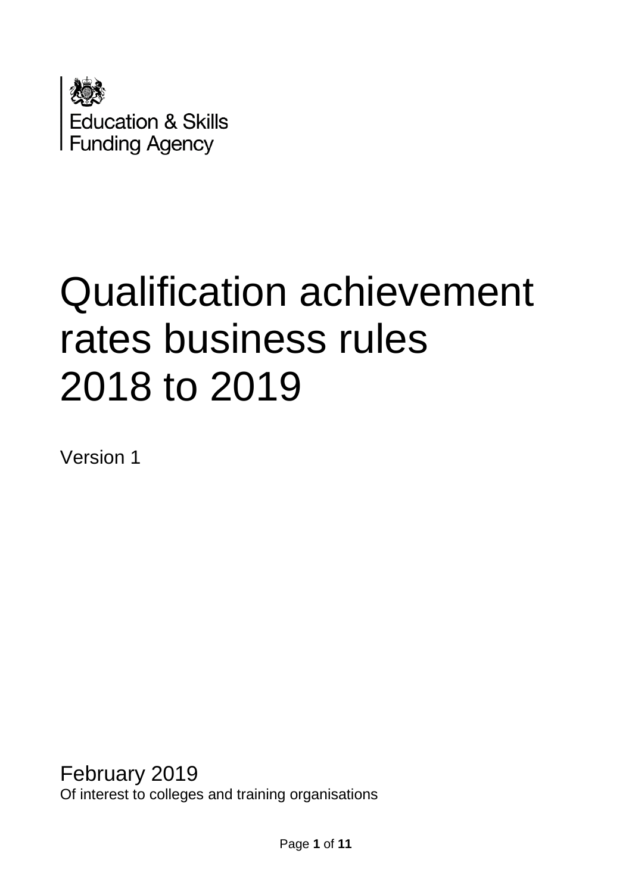Education & Skills Funding Agency

# Qualification achievement rates business rules 2018 to 2019

Version 1

February 2019

Of interest to colleges and training organisations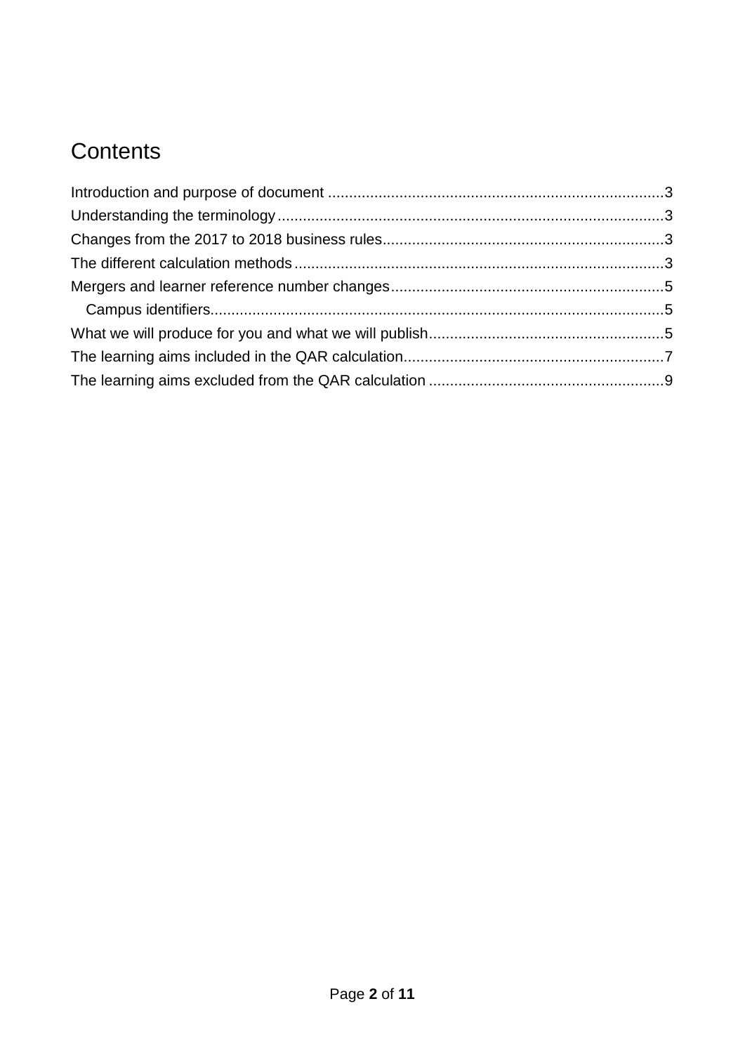# Contents

Introduction and purpose of document ................................................................................3
Understanding the terminology ...........................................................................................3
Changes from the 2017 to 2018 business rules..................................................................3
The different calculation methods .......................................................................................3
Mergers and learner reference number changes................................................................5
  Campus identifiers...........................................................................................................5
What we will produce for you and what we will publish........................................................5
The learning aims included in the QAR calculation.............................................................7
The learning aims excluded from the QAR calculation .......................................................9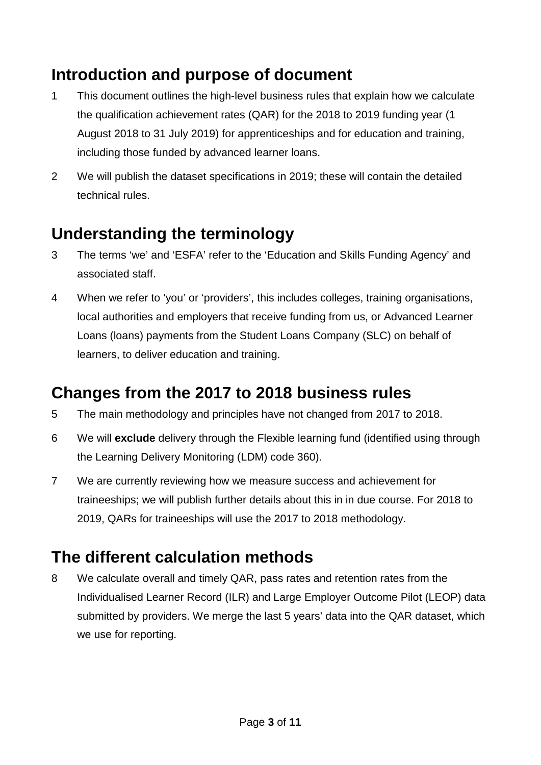## Introduction and purpose of document

1 This document outlines the high-level business rules that explain how we calculate the qualification achievement rates (QAR) for the 2018 to 2019 funding year (1 August 2018 to 31 July 2019) for apprenticeships and for education and training, including those funded by advanced learner loans.

2 We will publish the dataset specifications in 2019; these will contain the detailed technical rules.

## Understanding the terminology

3 The terms 'we' and 'ESFA' refer to the 'Education and Skills Funding Agency' and associated staff.

4 When we refer to 'you' or 'providers', this includes colleges, training organisations, local authorities and employers that receive funding from us, or Advanced Learner Loans (loans) payments from the Student Loans Company (SLC) on behalf of learners, to deliver education and training.

## Changes from the 2017 to 2018 business rules

5 The main methodology and principles have not changed from 2017 to 2018.

6 We will **exclude** delivery through the Flexible learning fund (identified using through the Learning Delivery Monitoring (LDM) code 360).

7 We are currently reviewing how we measure success and achievement for traineeships; we will publish further details about this in in due course. For 2018 to 2019, QARs for traineeships will use the 2017 to 2018 methodology.

## The different calculation methods

8 We calculate overall and timely QAR, pass rates and retention rates from the Individualised Learner Record (ILR) and Large Employer Outcome Pilot (LEOP) data submitted by providers. We merge the last 5 years' data into the QAR dataset, which we use for reporting.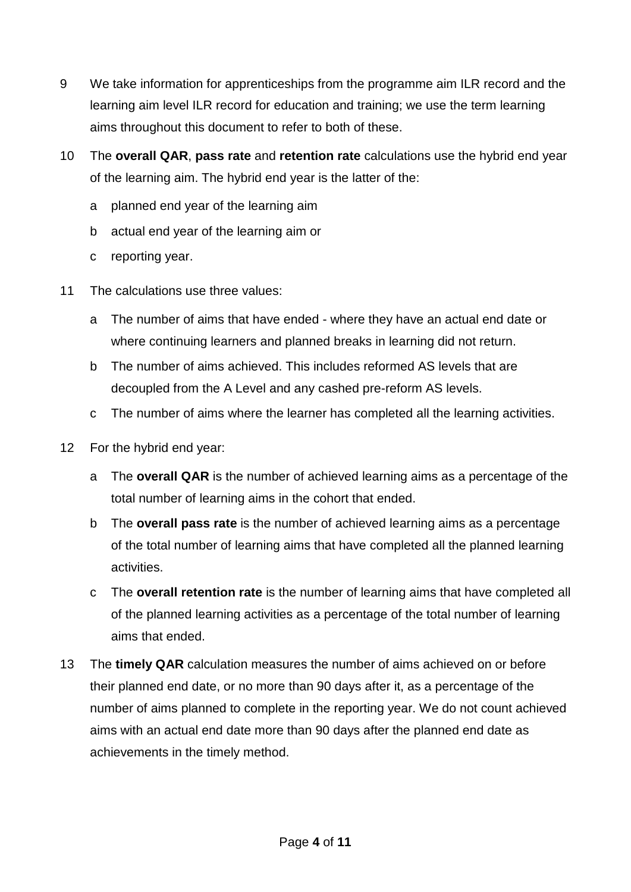9 We take information for apprenticeships from the programme aim ILR record and the learning aim level ILR record for education and training; we use the term learning aims throughout this document to refer to both of these.

10 The **overall QAR**, **pass rate** and **retention rate** calculations use the hybrid end year of the learning aim. The hybrid end year is the latter of the:

   a planned end year of the learning aim

   b actual end year of the learning aim or

   c reporting year.

11 The calculations use three values:

   a The number of aims that have ended - where they have an actual end date or where continuing learners and planned breaks in learning did not return.

   b The number of aims achieved. This includes reformed AS levels that are decoupled from the A Level and any cashed pre-reform AS levels.

   c The number of aims where the learner has completed all the learning activities.

12 For the hybrid end year:

   a The **overall QAR** is the number of achieved learning aims as a percentage of the total number of learning aims in the cohort that ended.

   b The **overall pass rate** is the number of achieved learning aims as a percentage of the total number of learning aims that have completed all the planned learning activities.

   c The **overall retention rate** is the number of learning aims that have completed all of the planned learning activities as a percentage of the total number of learning aims that ended.

13 The **timely QAR** calculation measures the number of aims achieved on or before their planned end date, or no more than 90 days after it, as a percentage of the number of aims planned to complete in the reporting year. We do not count achieved aims with an actual end date more than 90 days after the planned end date as achievements in the timely method.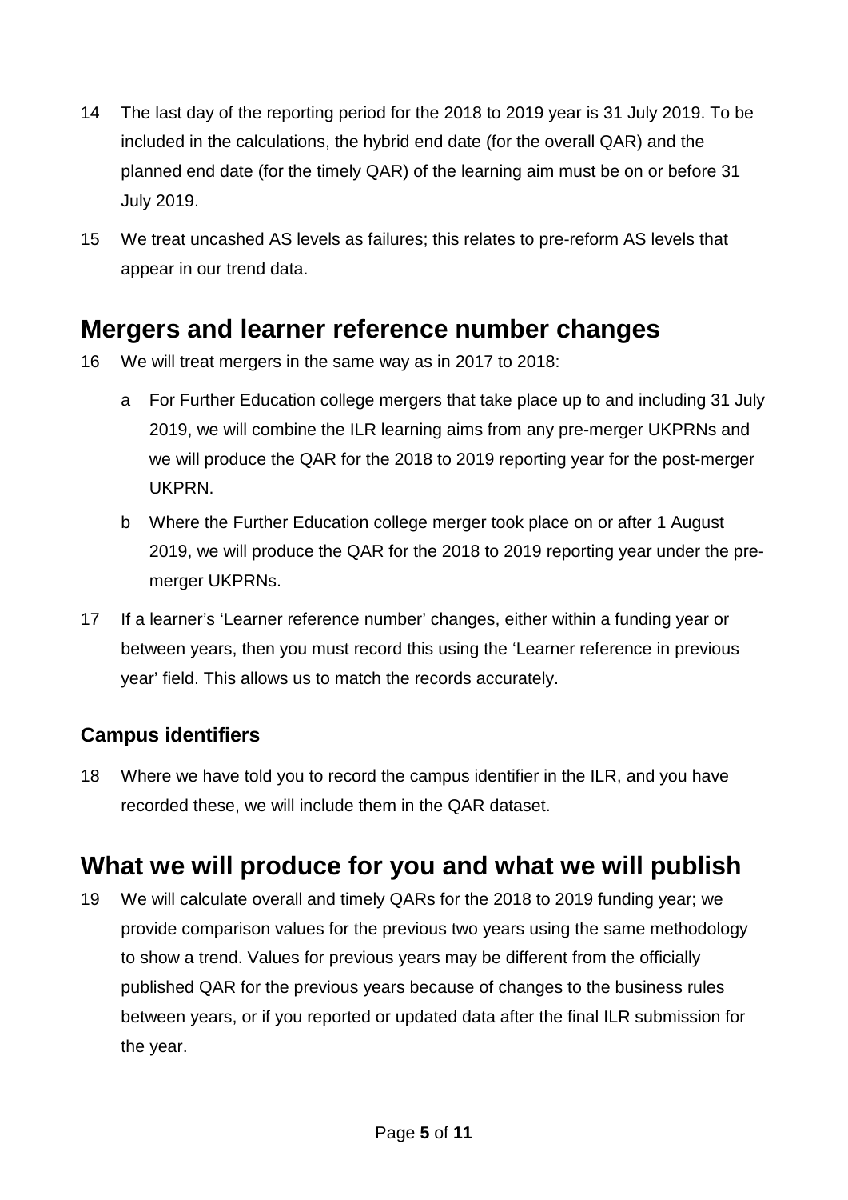14 The last day of the reporting period for the 2018 to 2019 year is 31 July 2019. To be included in the calculations, the hybrid end date (for the overall QAR) and the planned end date (for the timely QAR) of the learning aim must be on or before 31 July 2019.

15 We treat uncashed AS levels as failures; this relates to pre-reform AS levels that appear in our trend data.

## Mergers and learner reference number changes

16 We will treat mergers in the same way as in 2017 to 2018:

  a For Further Education college mergers that take place up to and including 31 July 2019, we will combine the ILR learning aims from any pre-merger UKPRNs and we will produce the QAR for the 2018 to 2019 reporting year for the post-merger UKPRN.

  b Where the Further Education college merger took place on or after 1 August 2019, we will produce the QAR for the 2018 to 2019 reporting year under the pre-merger UKPRNs.

17 If a learner's 'Learner reference number' changes, either within a funding year or between years, then you must record this using the 'Learner reference in previous year' field. This allows us to match the records accurately.

### Campus identifiers

18 Where we have told you to record the campus identifier in the ILR, and you have recorded these, we will include them in the QAR dataset.

## What we will produce for you and what we will publish

19 We will calculate overall and timely QARs for the 2018 to 2019 funding year; we provide comparison values for the previous two years using the same methodology to show a trend. Values for previous years may be different from the officially published QAR for the previous years because of changes to the business rules between years, or if you reported or updated data after the final ILR submission for the year.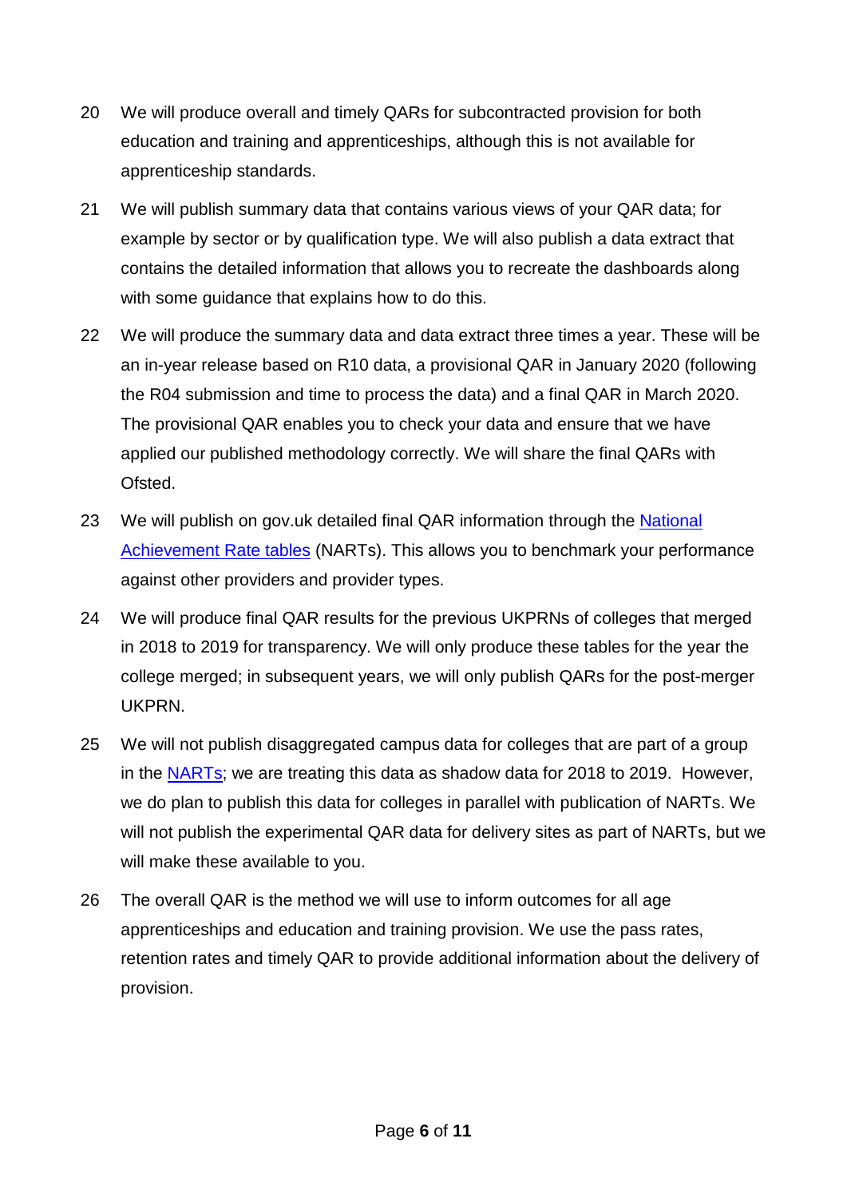20 We will produce overall and timely QARs for subcontracted provision for both education and training and apprenticeships, although this is not available for apprenticeship standards.

21 We will publish summary data that contains various views of your QAR data; for example by sector or by qualification type. We will also publish a data extract that contains the detailed information that allows you to recreate the dashboards along with some guidance that explains how to do this.

22 We will produce the summary data and data extract three times a year. These will be an in-year release based on R10 data, a provisional QAR in January 2020 (following the R04 submission and time to process the data) and a final QAR in March 2020. The provisional QAR enables you to check your data and ensure that we have applied our published methodology correctly. We will share the final QARs with Ofsted.

23 We will publish on gov.uk detailed final QAR information through the National Achievement Rate tables (NARTs). This allows you to benchmark your performance against other providers and provider types.

24 We will produce final QAR results for the previous UKPRNs of colleges that merged in 2018 to 2019 for transparency. We will only produce these tables for the year the college merged; in subsequent years, we will only publish QARs for the post-merger UKPRN.

25 We will not publish disaggregated campus data for colleges that are part of a group in the NARTs; we are treating this data as shadow data for 2018 to 2019. However, we do plan to publish this data for colleges in parallel with publication of NARTs. We will not publish the experimental QAR data for delivery sites as part of NARTs, but we will make these available to you.

26 The overall QAR is the method we will use to inform outcomes for all age apprenticeships and education and training provision. We use the pass rates, retention rates and timely QAR to provide additional information about the delivery of provision.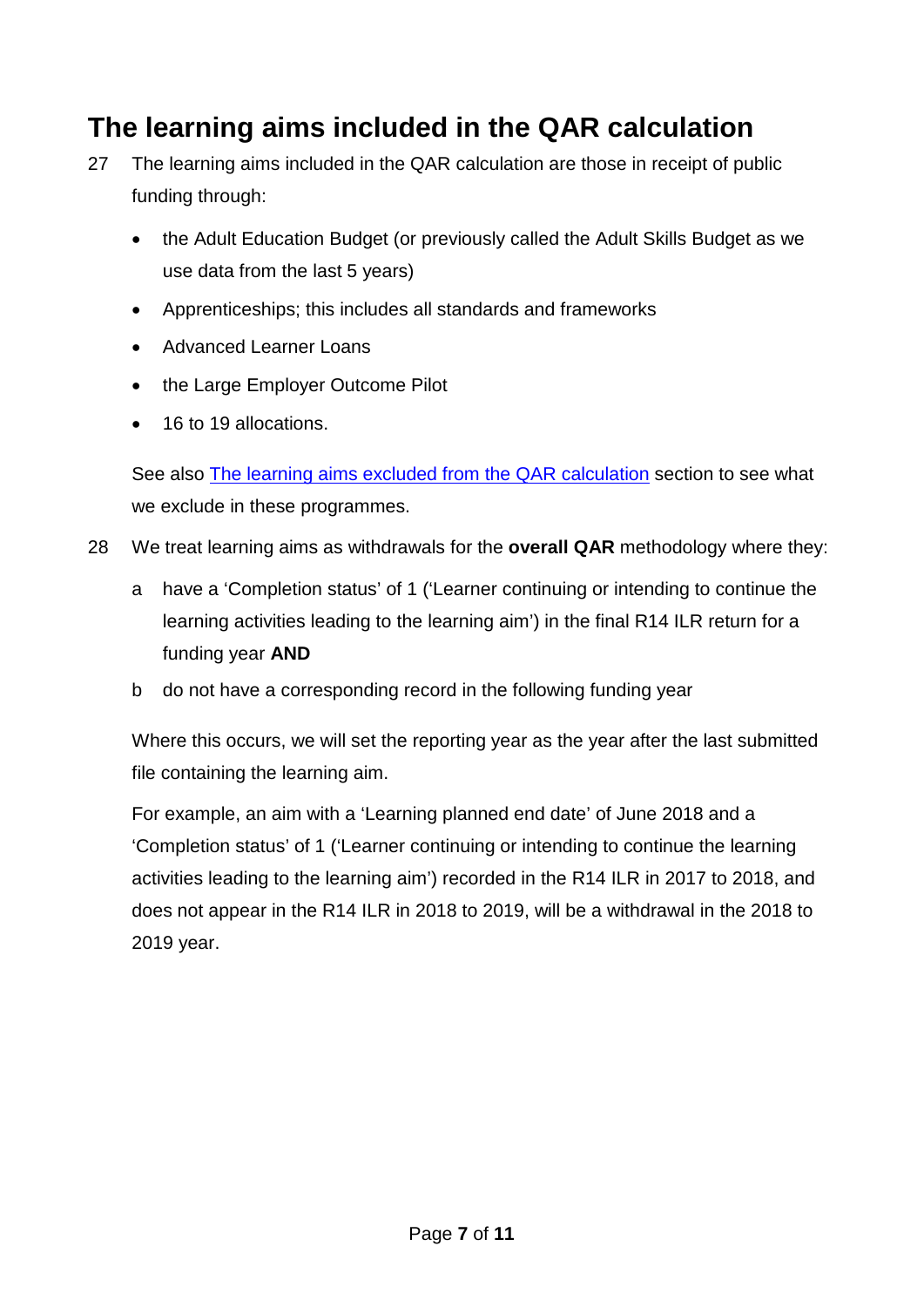## The learning aims included in the QAR calculation

27 The learning aims included in the QAR calculation are those in receipt of public funding through:

- the Adult Education Budget (or previously called the Adult Skills Budget as we use data from the last 5 years)
- Apprenticeships; this includes all standards and frameworks
- Advanced Learner Loans
- the Large Employer Outcome Pilot
- 16 to 19 allocations.

See also [The learning aims excluded from the QAR calculation] section to see what we exclude in these programmes.

28 We treat learning aims as withdrawals for the **overall QAR** methodology where they:

a have a 'Completion status' of 1 ('Learner continuing or intending to continue the learning activities leading to the learning aim') in the final R14 ILR return for a funding year **AND**

b do not have a corresponding record in the following funding year

Where this occurs, we will set the reporting year as the year after the last submitted file containing the learning aim.

For example, an aim with a 'Learning planned end date' of June 2018 and a 'Completion status' of 1 ('Learner continuing or intending to continue the learning activities leading to the learning aim') recorded in the R14 ILR in 2017 to 2018, and does not appear in the R14 ILR in 2018 to 2019, will be a withdrawal in the 2018 to 2019 year.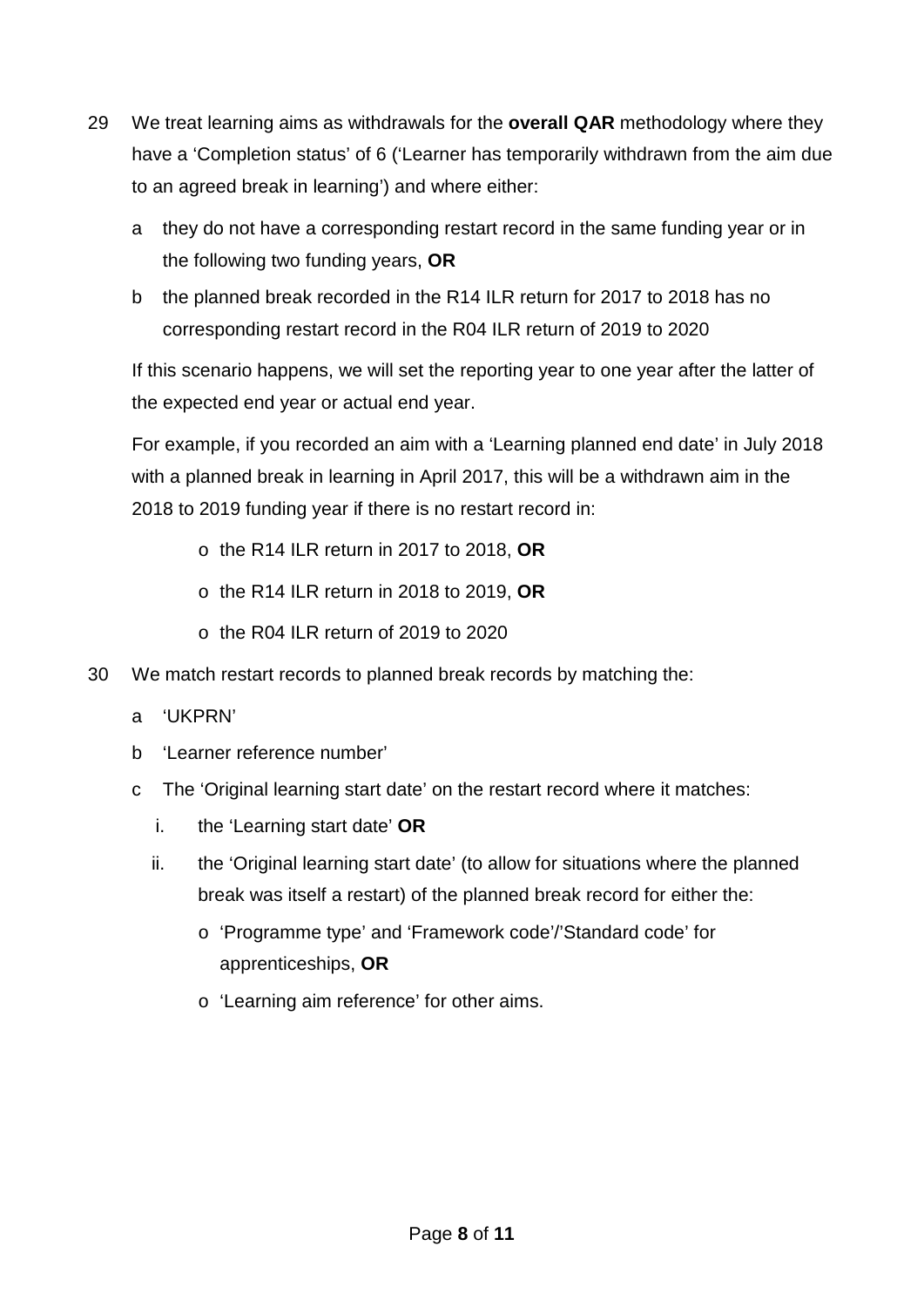29 We treat learning aims as withdrawals for the **overall QAR** methodology where they have a 'Completion status' of 6 ('Learner has temporarily withdrawn from the aim due to an agreed break in learning') and where either:

   a they do not have a corresponding restart record in the same funding year or in the following two funding years, **OR**

   b the planned break recorded in the R14 ILR return for 2017 to 2018 has no corresponding restart record in the R04 ILR return of 2019 to 2020

   If this scenario happens, we will set the reporting year to one year after the latter of the expected end year or actual end year.

   For example, if you recorded an aim with a 'Learning planned end date' in July 2018 with a planned break in learning in April 2017, this will be a withdrawn aim in the 2018 to 2019 funding year if there is no restart record in:

   - the R14 ILR return in 2017 to 2018, **OR**
   - the R14 ILR return in 2018 to 2019, **OR**
   - the R04 ILR return of 2019 to 2020

30 We match restart records to planned break records by matching the:

   a 'UKPRN'

   b 'Learner reference number'

   c The 'Original learning start date' on the restart record where it matches:

      i. the 'Learning start date' **OR**

      ii. the 'Original learning start date' (to allow for situations where the planned break was itself a restart) of the planned break record for either the:

         - 'Programme type' and 'Framework code'/'Standard code' for apprenticeships, **OR**
         - 'Learning aim reference' for other aims.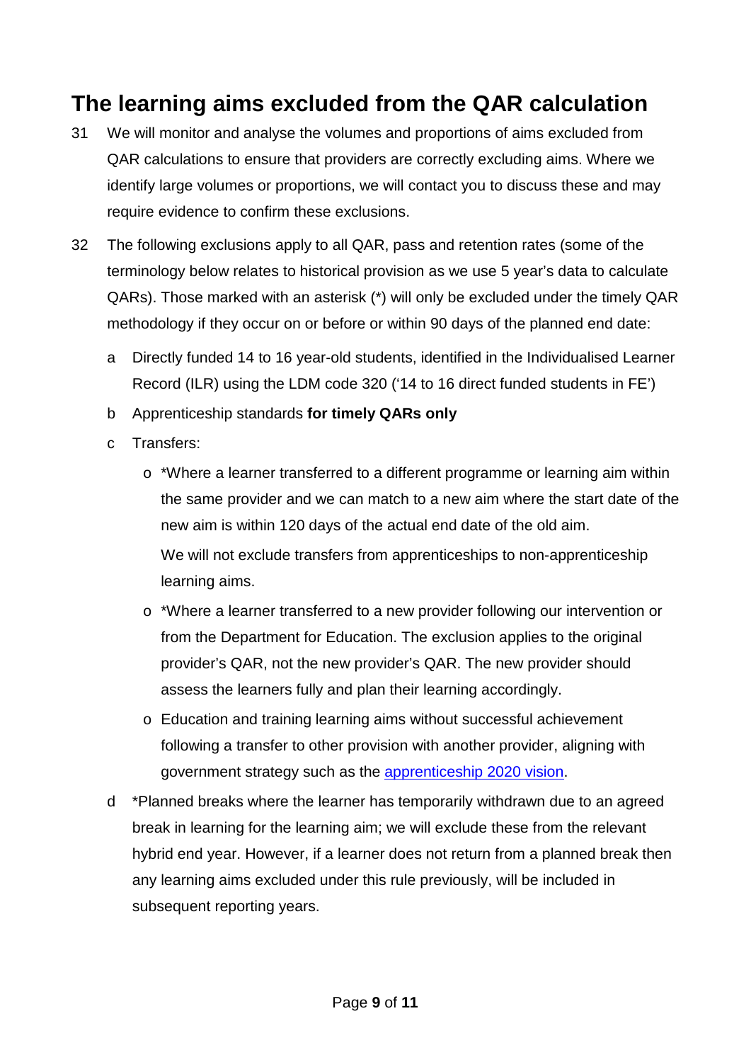## The learning aims excluded from the QAR calculation

31 We will monitor and analyse the volumes and proportions of aims excluded from QAR calculations to ensure that providers are correctly excluding aims. Where we identify large volumes or proportions, we will contact you to discuss these and may require evidence to confirm these exclusions.

32 The following exclusions apply to all QAR, pass and retention rates (some of the terminology below relates to historical provision as we use 5 year's data to calculate QARs). Those marked with an asterisk (*) will only be excluded under the timely QAR methodology if they occur on or before or within 90 days of the planned end date:

a Directly funded 14 to 16 year-old students, identified in the Individualised Learner Record (ILR) using the LDM code 320 ('14 to 16 direct funded students in FE')

b Apprenticeship standards **for timely QARs only**

c Transfers:

- *Where a learner transferred to a different programme or learning aim within the same provider and we can match to a new aim where the start date of the new aim is within 120 days of the actual end date of the old aim.

  We will not exclude transfers from apprenticeships to non-apprenticeship learning aims.

- *Where a learner transferred to a new provider following our intervention or from the Department for Education. The exclusion applies to the original provider's QAR, not the new provider's QAR. The new provider should assess the learners fully and plan their learning accordingly.

- Education and training learning aims without successful achievement following a transfer to other provision with another provider, aligning with government strategy such as the apprenticeship 2020 vision.

d *Planned breaks where the learner has temporarily withdrawn due to an agreed break in learning for the learning aim; we will exclude these from the relevant hybrid end year. However, if a learner does not return from a planned break then any learning aims excluded under this rule previously, will be included in subsequent reporting years.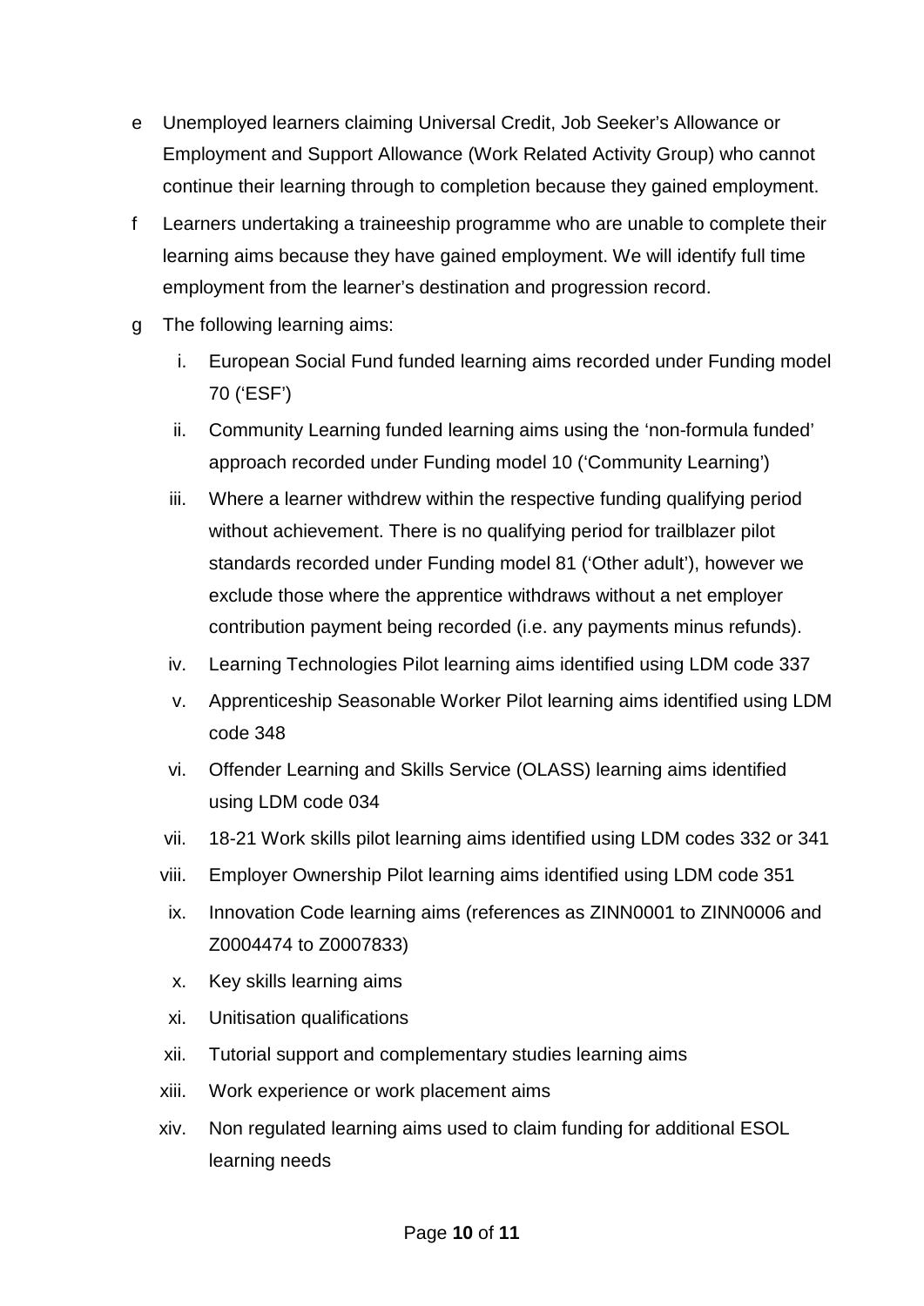e Unemployed learners claiming Universal Credit, Job Seeker's Allowance or Employment and Support Allowance (Work Related Activity Group) who cannot continue their learning through to completion because they gained employment.

f Learners undertaking a traineeship programme who are unable to complete their learning aims because they have gained employment. We will identify full time employment from the learner's destination and progression record.

g The following learning aims:

   i. European Social Fund funded learning aims recorded under Funding model 70 ('ESF')

   ii. Community Learning funded learning aims using the 'non-formula funded' approach recorded under Funding model 10 ('Community Learning')

   iii. Where a learner withdrew within the respective funding qualifying period without achievement. There is no qualifying period for trailblazer pilot standards recorded under Funding model 81 ('Other adult'), however we exclude those where the apprentice withdraws without a net employer contribution payment being recorded (i.e. any payments minus refunds).

   iv. Learning Technologies Pilot learning aims identified using LDM code 337

   v. Apprenticeship Seasonable Worker Pilot learning aims identified using LDM code 348

   vi. Offender Learning and Skills Service (OLASS) learning aims identified using LDM code 034

   vii. 18-21 Work skills pilot learning aims identified using LDM codes 332 or 341

   viii. Employer Ownership Pilot learning aims identified using LDM code 351

   ix. Innovation Code learning aims (references as ZINN0001 to ZINN0006 and Z0004474 to Z0007833)

   x. Key skills learning aims

   xi. Unitisation qualifications

   xii. Tutorial support and complementary studies learning aims

   xiii. Work experience or work placement aims

   xiv. Non regulated learning aims used to claim funding for additional ESOL learning needs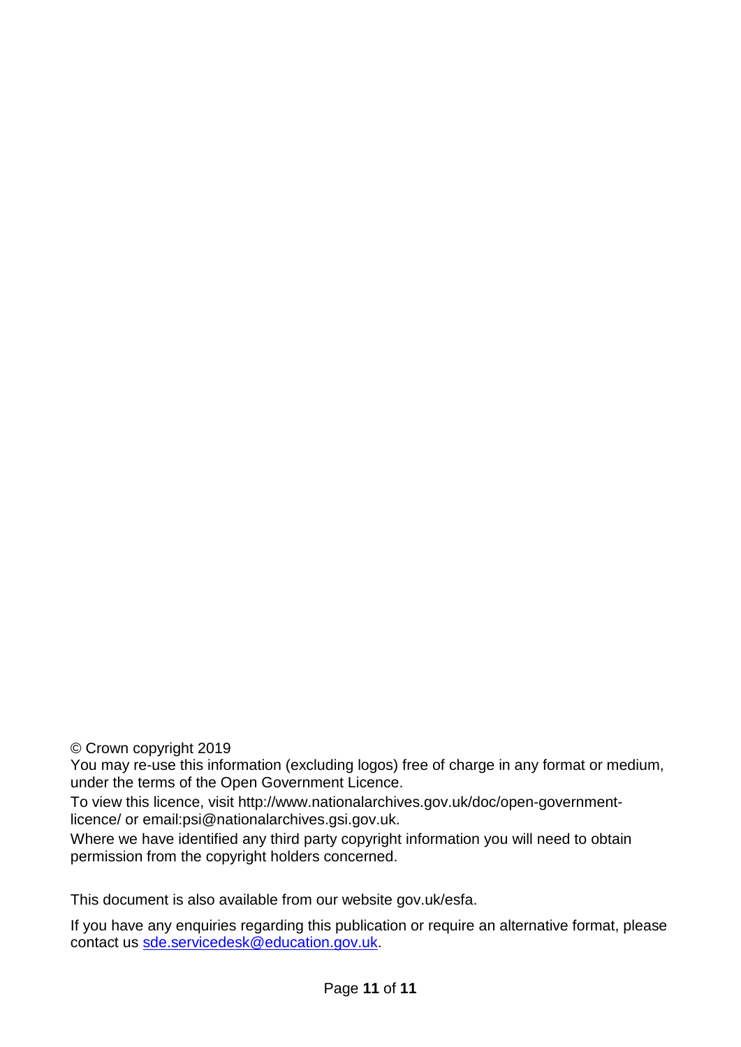© Crown copyright 2019

You may re-use this information (excluding logos) free of charge in any format or medium, under the terms of the Open Government Licence.

To view this licence, visit http://www.nationalarchives.gov.uk/doc/open-government-licence/ or email:psi@nationalarchives.gsi.gov.uk.

Where we have identified any third party copyright information you will need to obtain permission from the copyright holders concerned.

This document is also available from our website gov.uk/esfa.

If you have any enquiries regarding this publication or require an alternative format, please contact us sde.servicedesk@education.gov.uk.